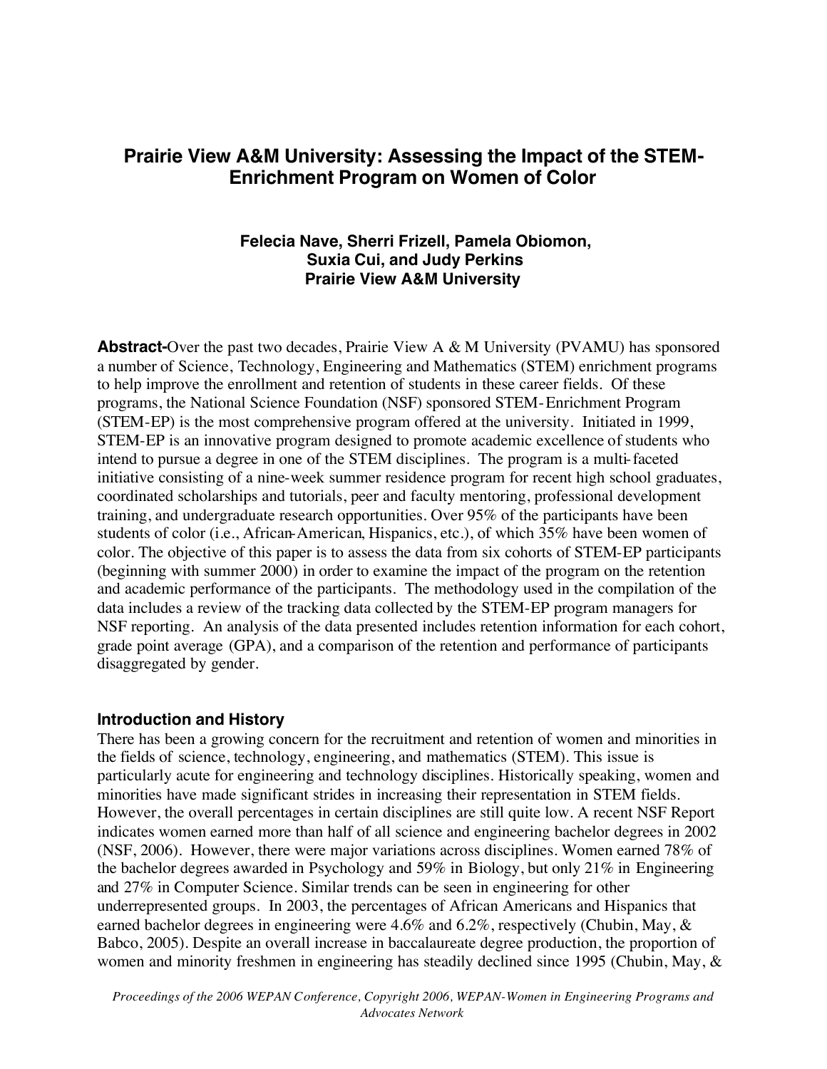# Prairie View A&M University: Assessing the Impact of the STEM-Enrichment Program on Women of Color

**Felecia Nave, Sherri Frizell, Pamela Obiomon, Suxia Cui, and Judy Perkins**
**Prairie View A&M University**

**Abstract-**Over the past two decades, Prairie View A & M University (PVAMU) has sponsored a number of Science, Technology, Engineering and Mathematics (STEM) enrichment programs to help improve the enrollment and retention of students in these career fields. Of these programs, the National Science Foundation (NSF) sponsored STEM-Enrichment Program (STEM-EP) is the most comprehensive program offered at the university. Initiated in 1999, STEM-EP is an innovative program designed to promote academic excellence of students who intend to pursue a degree in one of the STEM disciplines. The program is a multi-faceted initiative consisting of a nine-week summer residence program for recent high school graduates, coordinated scholarships and tutorials, peer and faculty mentoring, professional development training, and undergraduate research opportunities. Over 95% of the participants have been students of color (i.e., African-American, Hispanics, etc.), of which 35% have been women of color. The objective of this paper is to assess the data from six cohorts of STEM-EP participants (beginning with summer 2000) in order to examine the impact of the program on the retention and academic performance of the participants. The methodology used in the compilation of the data includes a review of the tracking data collected by the STEM-EP program managers for NSF reporting. An analysis of the data presented includes retention information for each cohort, grade point average (GPA), and a comparison of the retention and performance of participants disaggregated by gender.

### Introduction and History

There has been a growing concern for the recruitment and retention of women and minorities in the fields of science, technology, engineering, and mathematics (STEM). This issue is particularly acute for engineering and technology disciplines. Historically speaking, women and minorities have made significant strides in increasing their representation in STEM fields. However, the overall percentages in certain disciplines are still quite low. A recent NSF Report indicates women earned more than half of all science and engineering bachelor degrees in 2002 (NSF, 2006). However, there were major variations across disciplines. Women earned 78% of the bachelor degrees awarded in Psychology and 59% in Biology, but only 21% in Engineering and 27% in Computer Science. Similar trends can be seen in engineering for other underrepresented groups. In 2003, the percentages of African Americans and Hispanics that earned bachelor degrees in engineering were 4.6% and 6.2%, respectively (Chubin, May, & Babco, 2005). Despite an overall increase in baccalaureate degree production, the proportion of women and minority freshmen in engineering has steadily declined since 1995 (Chubin, May, &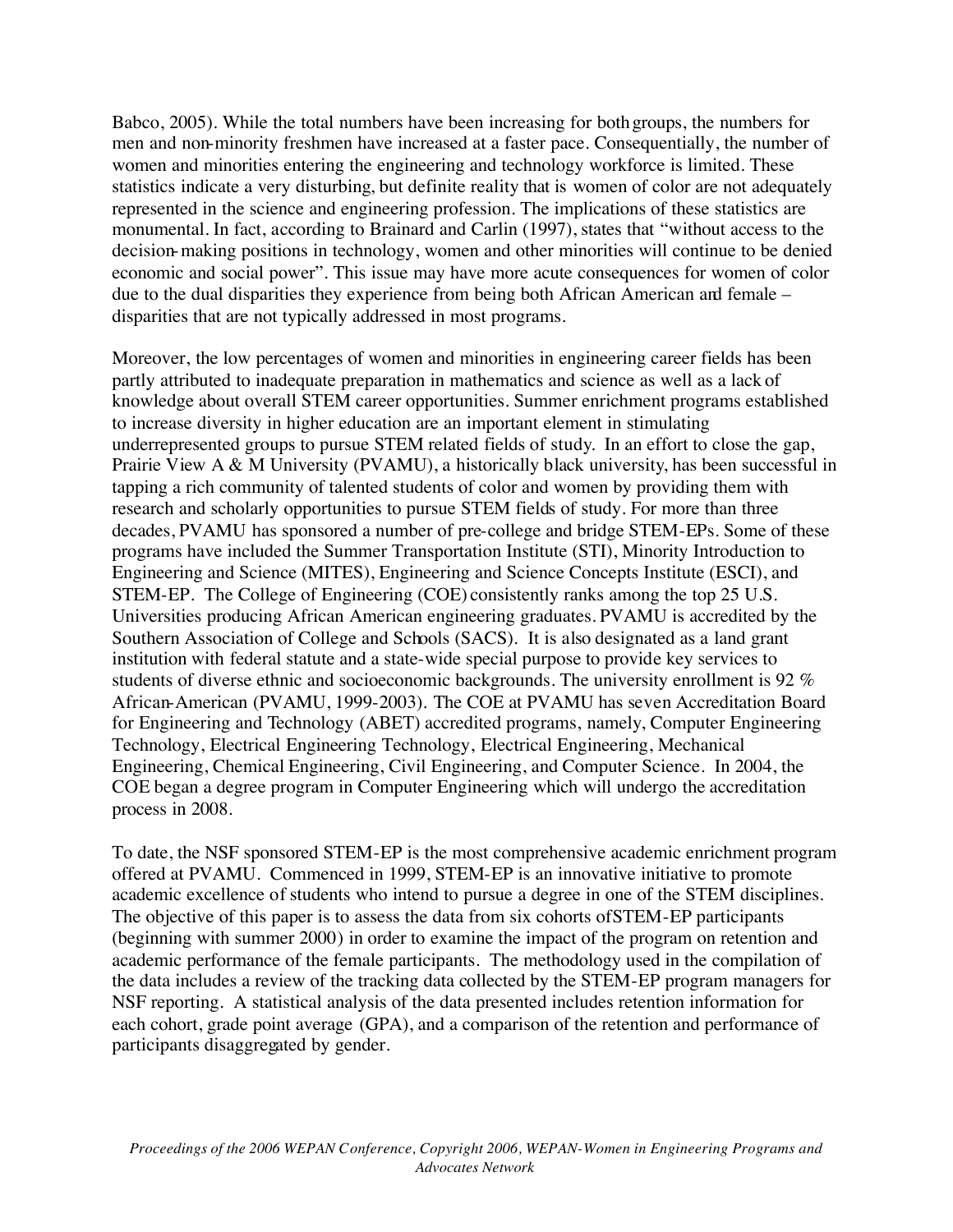Babco, 2005). While the total numbers have been increasing for both groups, the numbers for men and non-minority freshmen have increased at a faster pace. Consequentially, the number of women and minorities entering the engineering and technology workforce is limited. These statistics indicate a very disturbing, but definite reality that is women of color are not adequately represented in the science and engineering profession. The implications of these statistics are monumental. In fact, according to Brainard and Carlin (1997), states that "without access to the decision-making positions in technology, women and other minorities will continue to be denied economic and social power". This issue may have more acute consequences for women of color due to the dual disparities they experience from being both African American and female – disparities that are not typically addressed in most programs.

Moreover, the low percentages of women and minorities in engineering career fields has been partly attributed to inadequate preparation in mathematics and science as well as a lack of knowledge about overall STEM career opportunities. Summer enrichment programs established to increase diversity in higher education are an important element in stimulating underrepresented groups to pursue STEM related fields of study. In an effort to close the gap, Prairie View A & M University (PVAMU), a historically black university, has been successful in tapping a rich community of talented students of color and women by providing them with research and scholarly opportunities to pursue STEM fields of study. For more than three decades, PVAMU has sponsored a number of pre-college and bridge STEM-EPs. Some of these programs have included the Summer Transportation Institute (STI), Minority Introduction to Engineering and Science (MITES), Engineering and Science Concepts Institute (ESCI), and STEM-EP. The College of Engineering (COE) consistently ranks among the top 25 U.S. Universities producing African American engineering graduates. PVAMU is accredited by the Southern Association of College and Schools (SACS). It is also designated as a land grant institution with federal statute and a state-wide special purpose to provide key services to students of diverse ethnic and socioeconomic backgrounds. The university enrollment is 92 % African-American (PVAMU, 1999-2003). The COE at PVAMU has seven Accreditation Board for Engineering and Technology (ABET) accredited programs, namely, Computer Engineering Technology, Electrical Engineering Technology, Electrical Engineering, Mechanical Engineering, Chemical Engineering, Civil Engineering, and Computer Science. In 2004, the COE began a degree program in Computer Engineering which will undergo the accreditation process in 2008.

To date, the NSF sponsored STEM-EP is the most comprehensive academic enrichment program offered at PVAMU. Commenced in 1999, STEM-EP is an innovative initiative to promote academic excellence of students who intend to pursue a degree in one of the STEM disciplines. The objective of this paper is to assess the data from six cohorts of STEM-EP participants (beginning with summer 2000) in order to examine the impact of the program on retention and academic performance of the female participants. The methodology used in the compilation of the data includes a review of the tracking data collected by the STEM-EP program managers for NSF reporting. A statistical analysis of the data presented includes retention information for each cohort, grade point average (GPA), and a comparison of the retention and performance of participants disaggregated by gender.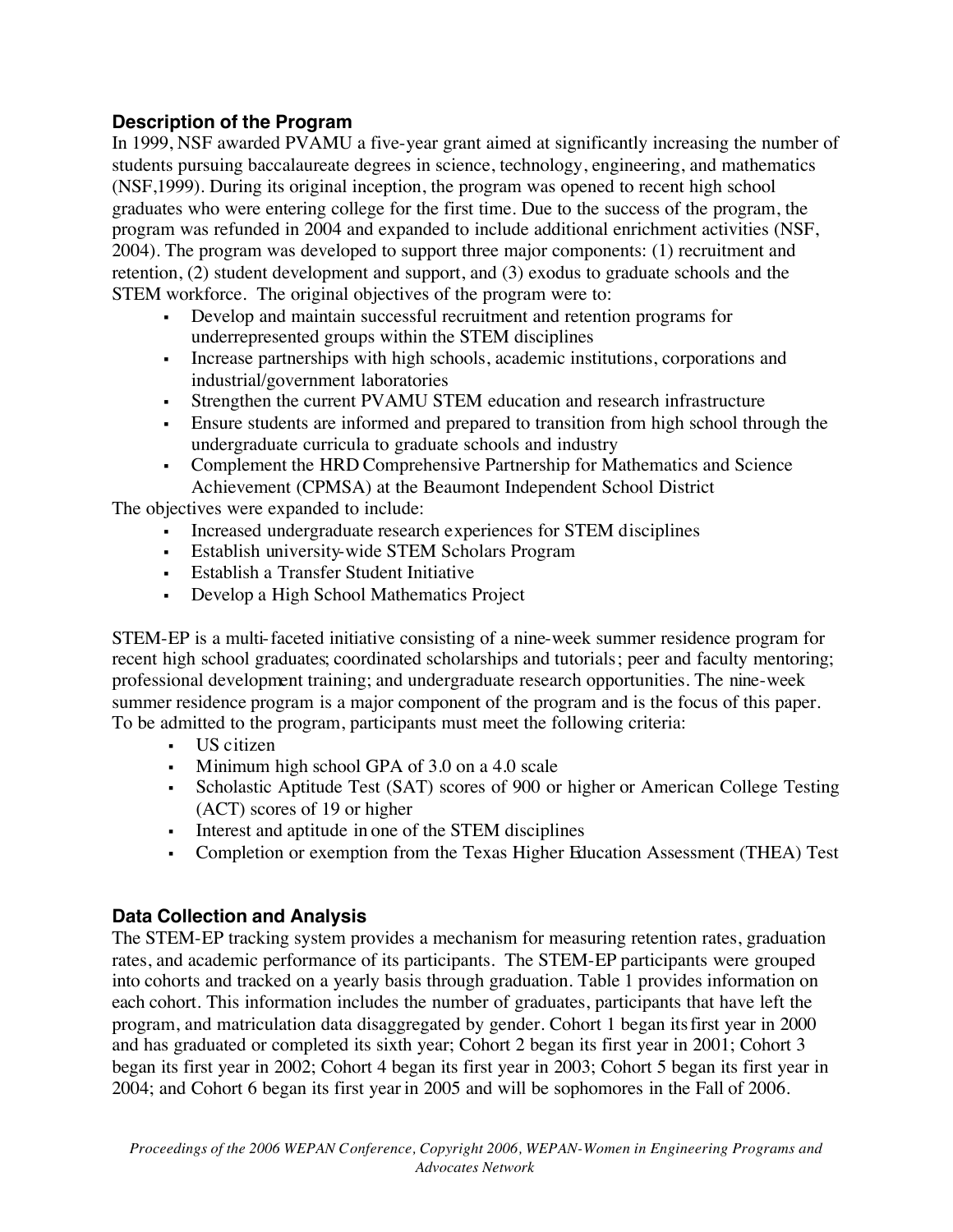## Description of the Program

In 1999, NSF awarded PVAMU a five-year grant aimed at significantly increasing the number of students pursuing baccalaureate degrees in science, technology, engineering, and mathematics (NSF,1999). During its original inception, the program was opened to recent high school graduates who were entering college for the first time. Due to the success of the program, the program was refunded in 2004 and expanded to include additional enrichment activities (NSF, 2004). The program was developed to support three major components: (1) recruitment and retention, (2) student development and support, and (3) exodus to graduate schools and the STEM workforce. The original objectives of the program were to:

- Develop and maintain successful recruitment and retention programs for underrepresented groups within the STEM disciplines
- Increase partnerships with high schools, academic institutions, corporations and industrial/government laboratories
- Strengthen the current PVAMU STEM education and research infrastructure
- Ensure students are informed and prepared to transition from high school through the undergraduate curricula to graduate schools and industry
- Complement the HRD Comprehensive Partnership for Mathematics and Science Achievement (CPMSA) at the Beaumont Independent School District

The objectives were expanded to include:

- Increased undergraduate research experiences for STEM disciplines
- Establish university-wide STEM Scholars Program
- Establish a Transfer Student Initiative
- Develop a High School Mathematics Project

STEM-EP is a multi-faceted initiative consisting of a nine-week summer residence program for recent high school graduates; coordinated scholarships and tutorials; peer and faculty mentoring; professional development training; and undergraduate research opportunities. The nine-week summer residence program is a major component of the program and is the focus of this paper. To be admitted to the program, participants must meet the following criteria:

- US citizen
- Minimum high school GPA of 3.0 on a 4.0 scale
- Scholastic Aptitude Test (SAT) scores of 900 or higher or American College Testing (ACT) scores of 19 or higher
- Interest and aptitude in one of the STEM disciplines
- Completion or exemption from the Texas Higher Education Assessment (THEA) Test

## Data Collection and Analysis

The STEM-EP tracking system provides a mechanism for measuring retention rates, graduation rates, and academic performance of its participants. The STEM-EP participants were grouped into cohorts and tracked on a yearly basis through graduation. Table 1 provides information on each cohort. This information includes the number of graduates, participants that have left the program, and matriculation data disaggregated by gender. Cohort 1 began its first year in 2000 and has graduated or completed its sixth year; Cohort 2 began its first year in 2001; Cohort 3 began its first year in 2002; Cohort 4 began its first year in 2003; Cohort 5 began its first year in 2004; and Cohort 6 began its first year in 2005 and will be sophomores in the Fall of 2006.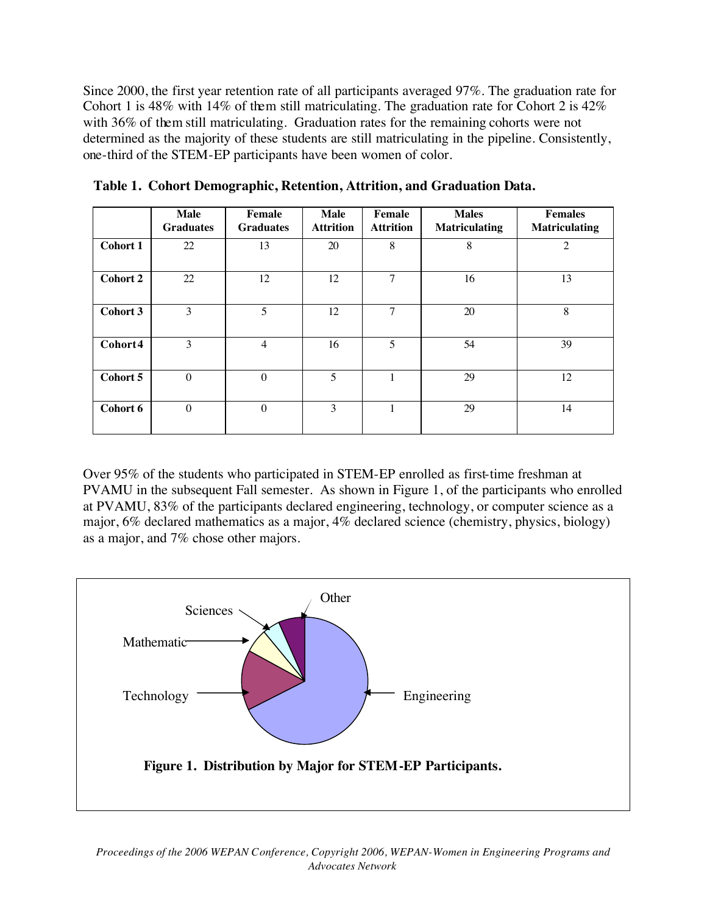Since 2000, the first year retention rate of all participants averaged 97%. The graduation rate for Cohort 1 is 48% with 14% of them still matriculating. The graduation rate for Cohort 2 is 42% with 36% of them still matriculating. Graduation rates for the remaining cohorts were not determined as the majority of these students are still matriculating in the pipeline. Consistently, one-third of the STEM-EP participants have been women of color.

**Table 1. Cohort Demographic, Retention, Attrition, and Graduation Data.**

| | Male Graduates | Female Graduates | Male Attrition | Female Attrition | Males Matriculating | Females Matriculating |
|---|---|---|---|---|---|---|
| **Cohort 1** | 22 | 13 | 20 | 8 | 8 | 2 |
| **Cohort 2** | 22 | 12 | 12 | 7 | 16 | 13 |
| **Cohort 3** | 3 | 5 | 12 | 7 | 20 | 8 |
| **Cohort 4** | 3 | 4 | 16 | 5 | 54 | 39 |
| **Cohort 5** | 0 | 0 | 5 | 1 | 29 | 12 |
| **Cohort 6** | 0 | 0 | 3 | 1 | 29 | 14 |

Over 95% of the students who participated in STEM-EP enrolled as first-time freshman at PVAMU in the subsequent Fall semester. As shown in Figure 1, of the participants who enrolled at PVAMU, 83% of the participants declared engineering, technology, or computer science as a major, 6% declared mathematics as a major, 4% declared science (chemistry, physics, biology) as a major, and 7% chose other majors.

**Figure 1. Distribution by Major for STEM-EP Participants.**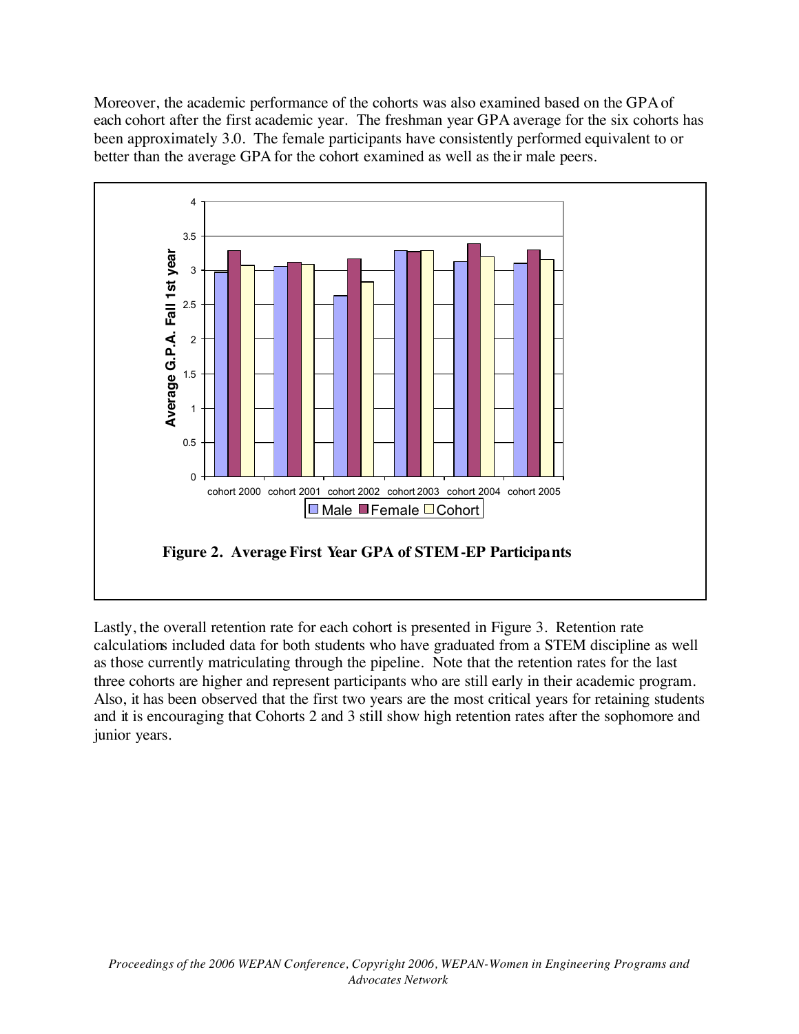Moreover, the academic performance of the cohorts was also examined based on the GPA of each cohort after the first academic year. The freshman year GPA average for the six cohorts has been approximately 3.0. The female participants have consistently performed equivalent to or better than the average GPA for the cohort examined as well as their male peers.

**Figure 2. Average First Year GPA of STEM-EP Participants**

Lastly, the overall retention rate for each cohort is presented in Figure 3. Retention rate calculations included data for both students who have graduated from a STEM discipline as well as those currently matriculating through the pipeline. Note that the retention rates for the last three cohorts are higher and represent participants who are still early in their academic program. Also, it has been observed that the first two years are the most critical years for retaining students and it is encouraging that Cohorts 2 and 3 still show high retention rates after the sophomore and junior years.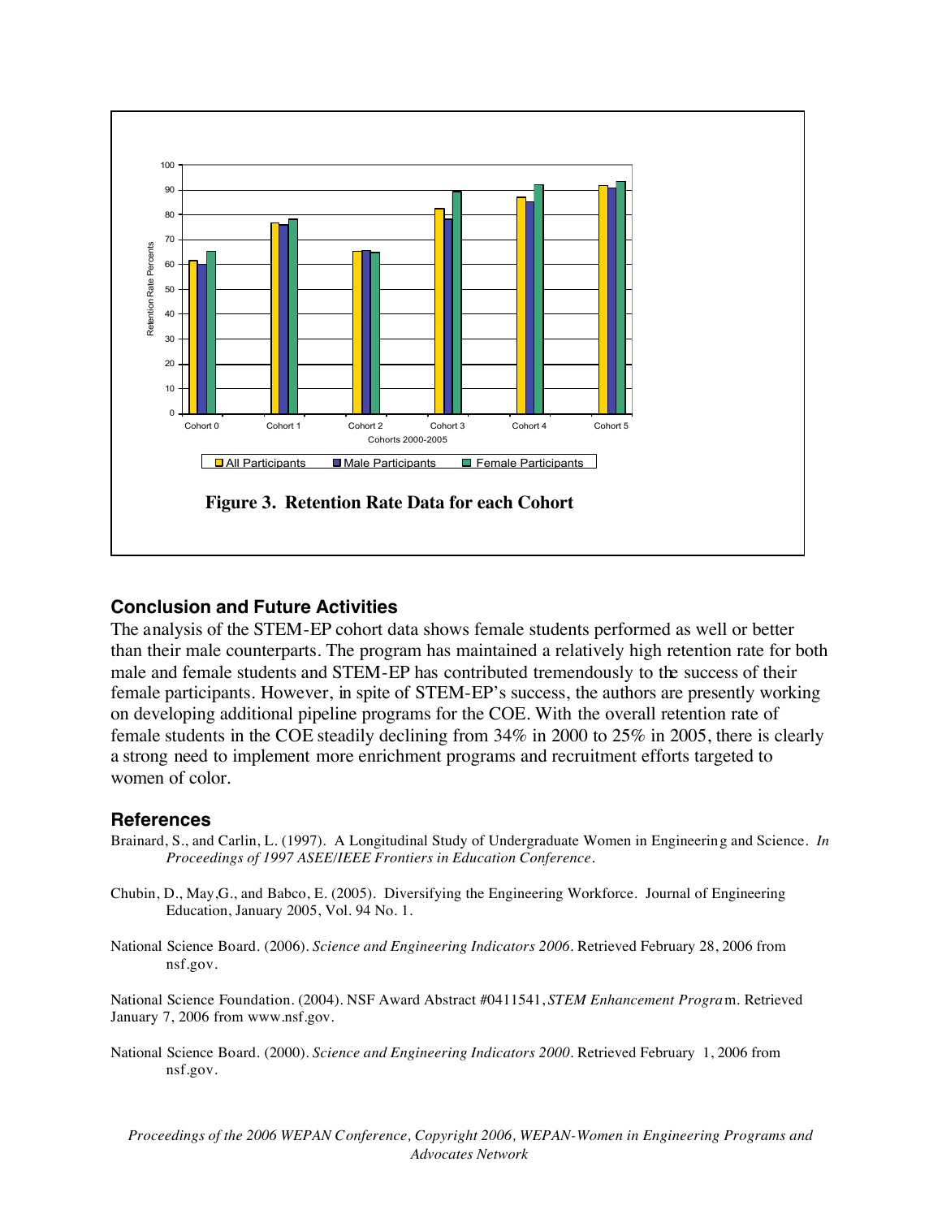**Figure 3. Retention Rate Data for each Cohort**

## Conclusion and Future Activities

The analysis of the STEM-EP cohort data shows female students performed as well or better than their male counterparts. The program has maintained a relatively high retention rate for both male and female students and STEM-EP has contributed tremendously to the success of their female participants. However, in spite of STEM-EP's success, the authors are presently working on developing additional pipeline programs for the COE. With the overall retention rate of female students in the COE steadily declining from 34% in 2000 to 25% in 2005, there is clearly a strong need to implement more enrichment programs and recruitment efforts targeted to women of color.

## References

Brainard, S., and Carlin, L. (1997). A Longitudinal Study of Undergraduate Women in Engineering and Science. *In Proceedings of 1997 ASEE/IEEE Frontiers in Education Conference*.

Chubin, D., May,G., and Babco, E. (2005). Diversifying the Engineering Workforce. Journal of Engineering Education, January 2005, Vol. 94 No. 1.

National Science Board. (2006). *Science and Engineering Indicators 2006*. Retrieved February 28, 2006 from nsf.gov.

National Science Foundation. (2004). NSF Award Abstract #0411541, *STEM Enhancement Program*. Retrieved January 7, 2006 from www.nsf.gov.

National Science Board. (2000). *Science and Engineering Indicators 2000*. Retrieved February 1, 2006 from nsf.gov.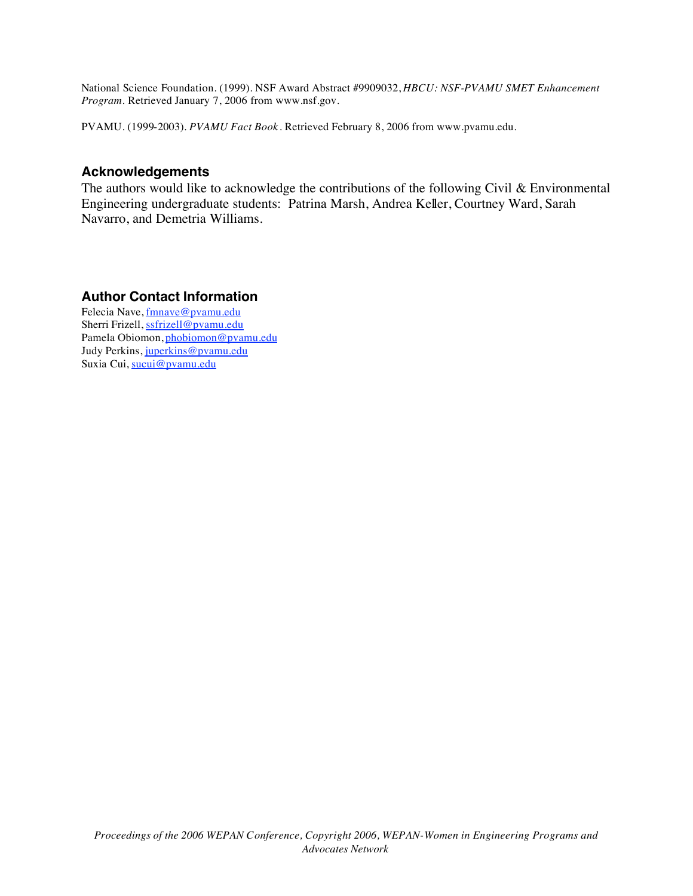National Science Foundation. (1999). NSF Award Abstract #9909032, *HBCU: NSF-PVAMU SMET Enhancement Program*. Retrieved January 7, 2006 from www.nsf.gov.

PVAMU. (1999-2003). *PVAMU Fact Book*. Retrieved February 8, 2006 from www.pvamu.edu.

## Acknowledgements

The authors would like to acknowledge the contributions of the following Civil & Environmental Engineering undergraduate students: Patrina Marsh, Andrea Keller, Courtney Ward, Sarah Navarro, and Demetria Williams.

## Author Contact Information

Felecia Nave, fmnave@pvamu.edu
Sherri Frizell, ssfrizell@pvamu.edu
Pamela Obiomon, phobiomon@pvamu.edu
Judy Perkins, juperkins@pvamu.edu
Suxia Cui, sucui@pvamu.edu